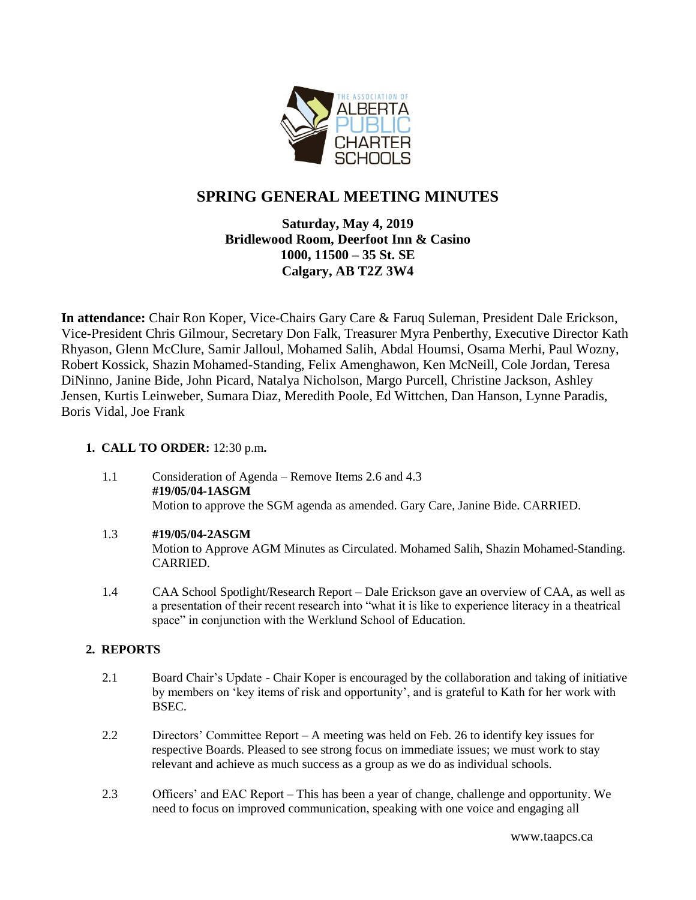# SPRING GENERAL MEETING MINUTES

**Saturday, May 4, 2019**
**Bridlewood Room, Deerfoot Inn & Casino**
**1000, 11500 – 35 St. SE**
**Calgary, AB T2Z 3W4**

**In attendance:** Chair Ron Koper, Vice-Chairs Gary Care & Faruq Suleman, President Dale Erickson, Vice-President Chris Gilmour, Secretary Don Falk, Treasurer Myra Penberthy, Executive Director Kath Rhyason, Glenn McClure, Samir Jalloul, Mohamed Salih, Abdal Houmsi, Osama Merhi, Paul Wozny, Robert Kossick, Shazin Mohamed-Standing, Felix Amenghawon, Ken McNeill, Cole Jordan, Teresa DiNinno, Janine Bide, John Picard, Natalya Nicholson, Margo Purcell, Christine Jackson, Ashley Jensen, Kurtis Leinweber, Sumara Diaz, Meredith Poole, Ed Wittchen, Dan Hanson, Lynne Paradis, Boris Vidal, Joe Frank

1. **CALL TO ORDER:** 12:30 p.m**.**

   1.1 Consideration of Agenda – Remove Items 2.6 and 4.3
   **#19/05/04-1ASGM**
   Motion to approve the SGM agenda as amended. Gary Care, Janine Bide. CARRIED.

   1.3 **#19/05/04-2ASGM**
   Motion to Approve AGM Minutes as Circulated. Mohamed Salih, Shazin Mohamed-Standing. CARRIED.

   1.4 CAA School Spotlight/Research Report – Dale Erickson gave an overview of CAA, as well as a presentation of their recent research into "what it is like to experience literacy in a theatrical space" in conjunction with the Werklund School of Education.

2. **REPORTS**

   2.1 Board Chair's Update - Chair Koper is encouraged by the collaboration and taking of initiative by members on 'key items of risk and opportunity', and is grateful to Kath for her work with BSEC.

   2.2 Directors' Committee Report – A meeting was held on Feb. 26 to identify key issues for respective Boards. Pleased to see strong focus on immediate issues; we must work to stay relevant and achieve as much success as a group as we do as individual schools.

   2.3 Officers' and EAC Report – This has been a year of change, challenge and opportunity. We need to focus on improved communication, speaking with one voice and engaging all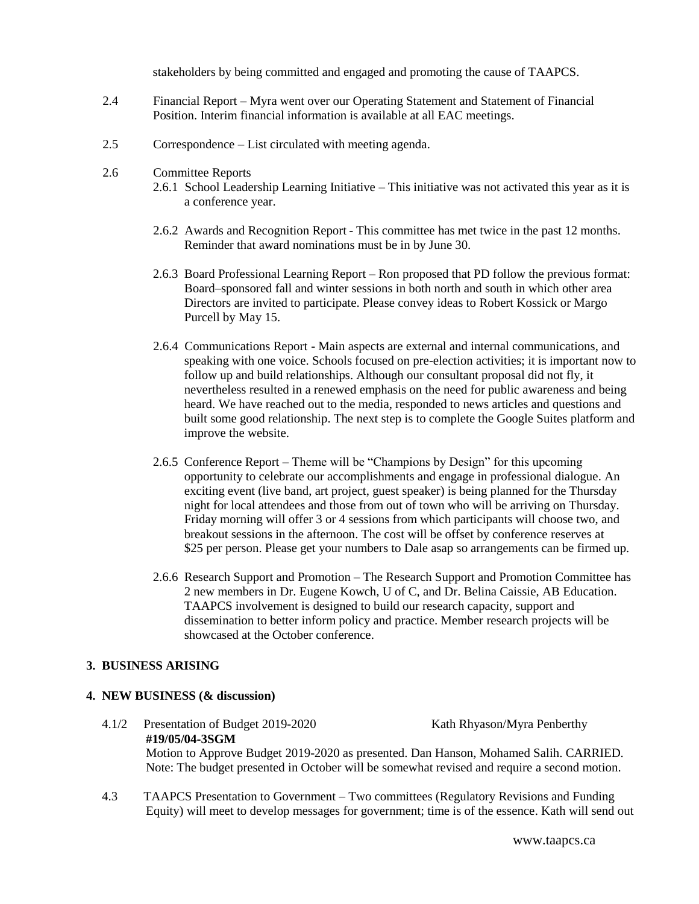stakeholders by being committed and engaged and promoting the cause of TAAPCS.

2.4 Financial Report – Myra went over our Operating Statement and Statement of Financial Position. Interim financial information is available at all EAC meetings.

2.5 Correspondence – List circulated with meeting agenda.

2.6 Committee Reports

2.6.1 School Leadership Learning Initiative – This initiative was not activated this year as it is a conference year.

2.6.2 Awards and Recognition Report - This committee has met twice in the past 12 months. Reminder that award nominations must be in by June 30.

2.6.3 Board Professional Learning Report – Ron proposed that PD follow the previous format: Board–sponsored fall and winter sessions in both north and south in which other area Directors are invited to participate. Please convey ideas to Robert Kossick or Margo Purcell by May 15.

2.6.4 Communications Report - Main aspects are external and internal communications, and speaking with one voice. Schools focused on pre-election activities; it is important now to follow up and build relationships. Although our consultant proposal did not fly, it nevertheless resulted in a renewed emphasis on the need for public awareness and being heard. We have reached out to the media, responded to news articles and questions and built some good relationship. The next step is to complete the Google Suites platform and improve the website.

2.6.5 Conference Report – Theme will be "Champions by Design" for this upcoming opportunity to celebrate our accomplishments and engage in professional dialogue. An exciting event (live band, art project, guest speaker) is being planned for the Thursday night for local attendees and those from out of town who will be arriving on Thursday. Friday morning will offer 3 or 4 sessions from which participants will choose two, and breakout sessions in the afternoon. The cost will be offset by conference reserves at $25 per person. Please get your numbers to Dale asap so arrangements can be firmed up.

2.6.6 Research Support and Promotion – The Research Support and Promotion Committee has 2 new members in Dr. Eugene Kowch, U of C, and Dr. Belina Caissie, AB Education. TAAPCS involvement is designed to build our research capacity, support and dissemination to better inform policy and practice. Member research projects will be showcased at the October conference.

## 3. BUSINESS ARISING

## 4. NEW BUSINESS (& discussion)

4.1/2 Presentation of Budget 2019-2020 Kath Rhyason/Myra Penberthy

**#19/05/04-3SGM**

Motion to Approve Budget 2019-2020 as presented. Dan Hanson, Mohamed Salih. CARRIED. Note: The budget presented in October will be somewhat revised and require a second motion.

4.3 TAAPCS Presentation to Government – Two committees (Regulatory Revisions and Funding Equity) will meet to develop messages for government; time is of the essence. Kath will send out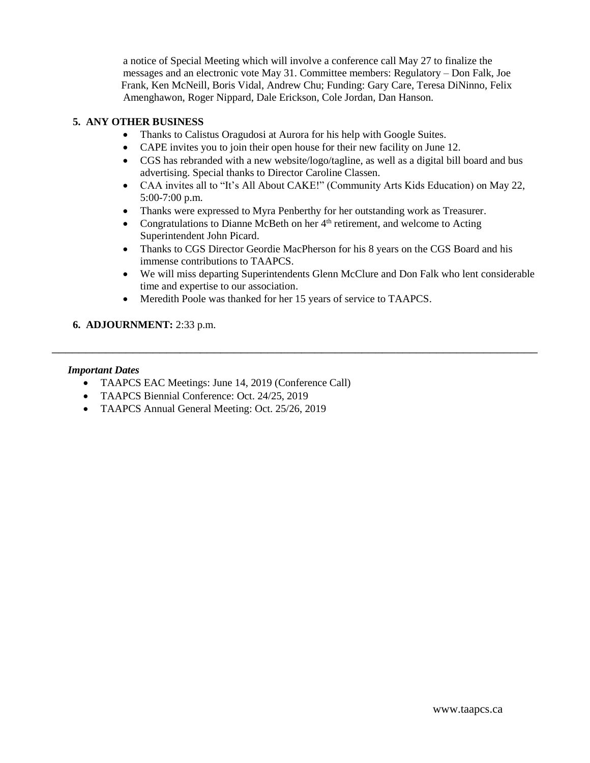a notice of Special Meeting which will involve a conference call May 27 to finalize the messages and an electronic vote May 31. Committee members: Regulatory – Don Falk, Joe Frank, Ken McNeill, Boris Vidal, Andrew Chu; Funding: Gary Care, Teresa DiNinno, Felix Amenghawon, Roger Nippard, Dale Erickson, Cole Jordan, Dan Hanson.

**5. ANY OTHER BUSINESS**

- Thanks to Calistus Oragudosi at Aurora for his help with Google Suites.
- CAPE invites you to join their open house for their new facility on June 12.
- CGS has rebranded with a new website/logo/tagline, as well as a digital bill board and bus advertising. Special thanks to Director Caroline Classen.
- CAA invites all to "It's All About CAKE!" (Community Arts Kids Education) on May 22, 5:00-7:00 p.m.
- Thanks were expressed to Myra Penberthy for her outstanding work as Treasurer.
- Congratulations to Dianne McBeth on her 4th retirement, and welcome to Acting Superintendent John Picard.
- Thanks to CGS Director Geordie MacPherson for his 8 years on the CGS Board and his immense contributions to TAAPCS.
- We will miss departing Superintendents Glenn McClure and Don Falk who lent considerable time and expertise to our association.
- Meredith Poole was thanked for her 15 years of service to TAAPCS.

**6. ADJOURNMENT:** 2:33 p.m.

---

***Important Dates***

- TAAPCS EAC Meetings: June 14, 2019 (Conference Call)
- TAAPCS Biennial Conference: Oct. 24/25, 2019
- TAAPCS Annual General Meeting: Oct. 25/26, 2019

www.taapcs.ca